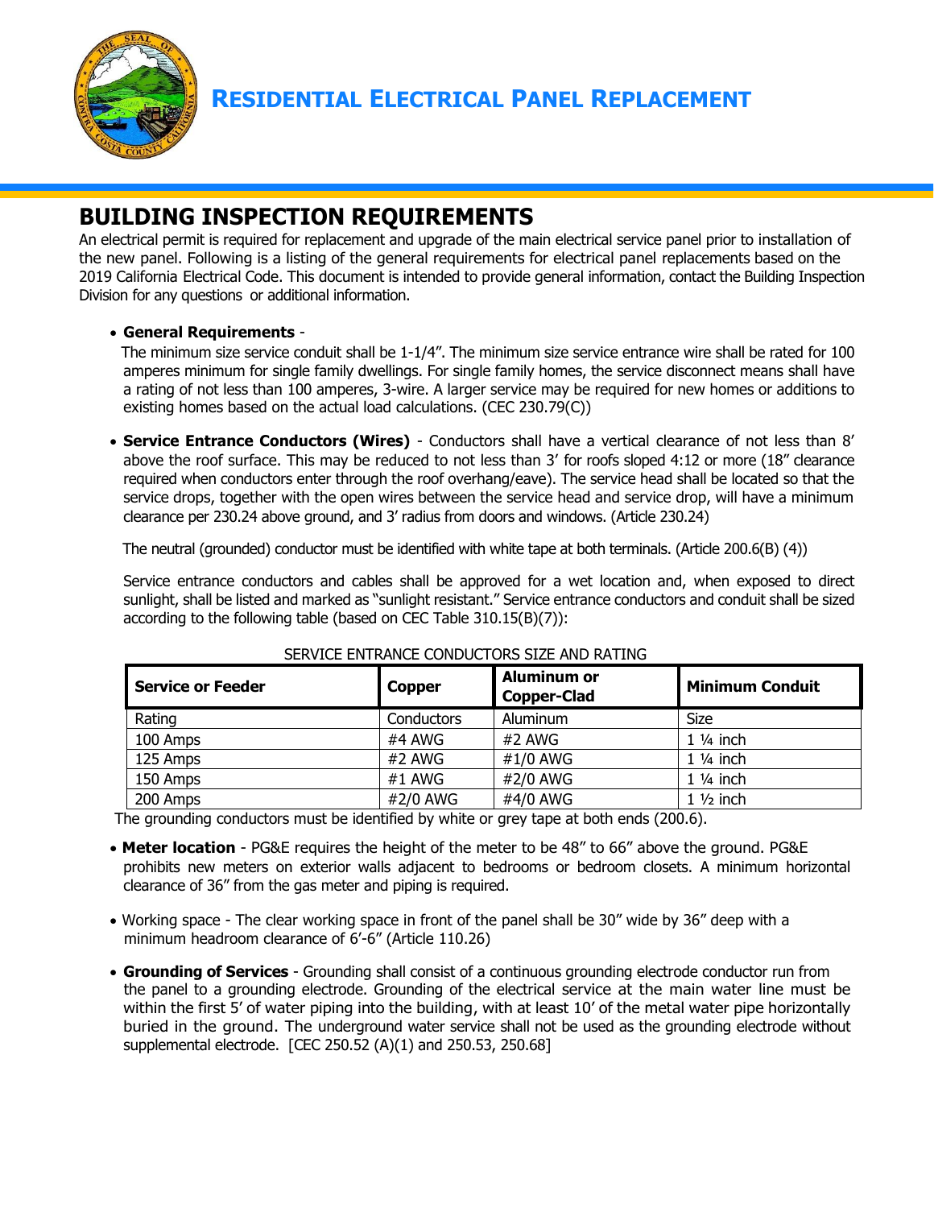# RESIDENTIAL ELECTRICAL PANEL REPLACEMENT

## BUILDING INSPECTION REQUIREMENTS

An electrical permit is required for replacement and upgrade of the main electrical service panel prior to installation of the new panel. Following is a listing of the general requirements for electrical panel replacements based on the 2019 California Electrical Code. This document is intended to provide general information, contact the Building Inspection Division for any questions or additional information.

- **General Requirements** -
  The minimum size service conduit shall be 1-1/4". The minimum size service entrance wire shall be rated for 100 amperes minimum for single family dwellings. For single family homes, the service disconnect means shall have a rating of not less than 100 amperes, 3-wire. A larger service may be required for new homes or additions to existing homes based on the actual load calculations. (CEC 230.79(C))

- **Service Entrance Conductors (Wires)** - Conductors shall have a vertical clearance of not less than 8' above the roof surface. This may be reduced to not less than 3' for roofs sloped 4:12 or more (18" clearance required when conductors enter through the roof overhang/eave). The service head shall be located so that the service drops, together with the open wires between the service head and service drop, will have a minimum clearance per 230.24 above ground, and 3' radius from doors and windows. (Article 230.24)

  The neutral (grounded) conductor must be identified with white tape at both terminals. (Article 200.6(B) (4))

  Service entrance conductors and cables shall be approved for a wet location and, when exposed to direct sunlight, shall be listed and marked as "sunlight resistant." Service entrance conductors and conduit shall be sized according to the following table (based on CEC Table 310.15(B)(7)):

SERVICE ENTRANCE CONDUCTORS SIZE AND RATING

| Service or Feeder | Copper | Aluminum or Copper-Clad | Minimum Conduit |
|---|---|---|---|
| Rating | Conductors | Aluminum | Size |
| 100 Amps | #4 AWG | #2 AWG | 1 ¼ inch |
| 125 Amps | #2 AWG | #1/0 AWG | 1 ¼ inch |
| 150 Amps | #1 AWG | #2/0 AWG | 1 ¼ inch |
| 200 Amps | #2/0 AWG | #4/0 AWG | 1 ½ inch |

The grounding conductors must be identified by white or grey tape at both ends (200.6).

- **Meter location** - PG&E requires the height of the meter to be 48" to 66" above the ground. PG&E prohibits new meters on exterior walls adjacent to bedrooms or bedroom closets. A minimum horizontal clearance of 36" from the gas meter and piping is required.

- Working space - The clear working space in front of the panel shall be 30" wide by 36" deep with a minimum headroom clearance of 6'-6" (Article 110.26)

- **Grounding of Services** - Grounding shall consist of a continuous grounding electrode conductor run from the panel to a grounding electrode. Grounding of the electrical service at the main water line must be within the first 5' of water piping into the building, with at least 10' of the metal water pipe horizontally buried in the ground. The underground water service shall not be used as the grounding electrode without supplemental electrode. [CEC 250.52 (A)(1) and 250.53, 250.68]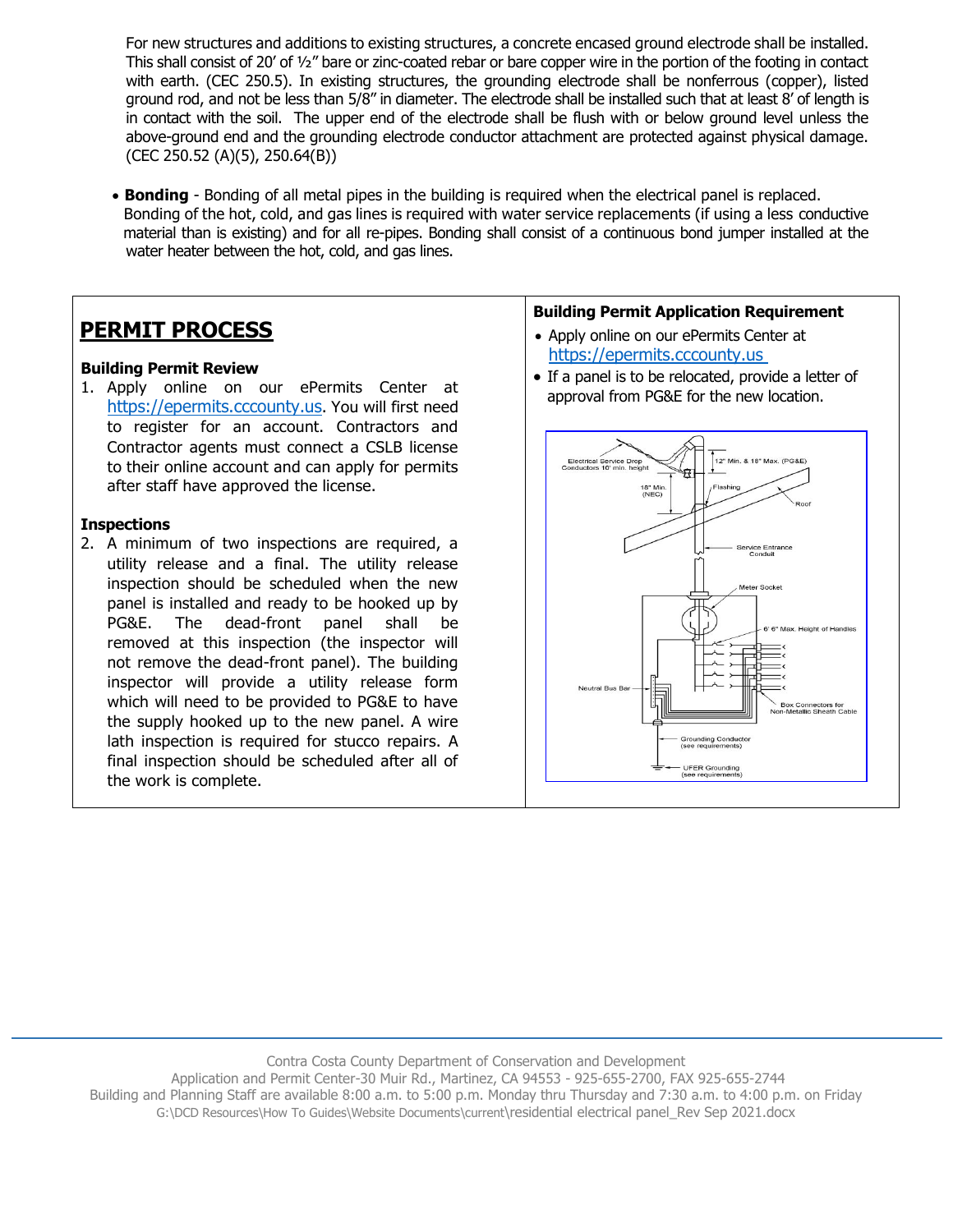For new structures and additions to existing structures, a concrete encased ground electrode shall be installed. This shall consist of 20' of ½" bare or zinc-coated rebar or bare copper wire in the portion of the footing in contact with earth. (CEC 250.5). In existing structures, the grounding electrode shall be nonferrous (copper), listed ground rod, and not be less than 5/8" in diameter. The electrode shall be installed such that at least 8' of length is in contact with the soil. The upper end of the electrode shall be flush with or below ground level unless the above-ground end and the grounding electrode conductor attachment are protected against physical damage. (CEC 250.52 (A)(5), 250.64(B))

- **Bonding** - Bonding of all metal pipes in the building is required when the electrical panel is replaced. Bonding of the hot, cold, and gas lines is required with water service replacements (if using a less conductive material than is existing) and for all re-pipes. Bonding shall consist of a continuous bond jumper installed at the water heater between the hot, cold, and gas lines.

## PERMIT PROCESS

**Building Permit Review**

1. Apply online on our ePermits Center at https://epermits.cccounty.us. You will first need to register for an account. Contractors and Contractor agents must connect a CSLB license to their online account and can apply for permits after staff have approved the license.

**Inspections**

2. A minimum of two inspections are required, a utility release and a final. The utility release inspection should be scheduled when the new panel is installed and ready to be hooked up by PG&E. The dead-front panel shall be removed at this inspection (the inspector will not remove the dead-front panel). The building inspector will provide a utility release form which will need to be provided to PG&E to have the supply hooked up to the new panel. A wire lath inspection is required for stucco repairs. A final inspection should be scheduled after all of the work is complete.

**Building Permit Application Requirement**

- Apply online on our ePermits Center at https://epermits.cccounty.us
- If a panel is to be relocated, provide a letter of approval from PG&E for the new location.

Electrical Service Drop Conductors 10' min. height
12" Min. & 18" Max. (PG&E)
18" Min. (NEC)
Flashing
Roof
Service Entrance Conduit
Meter Socket
6' 6" Max. Height of Handles
Neutral Bus Bar
Box Connectors for Non-Metallic Sheath Cable
Grounding Conductor (see requirements)
UFER Grounding (see requirements)

Contra Costa County Department of Conservation and Development
Application and Permit Center-30 Muir Rd., Martinez, CA 94553 - 925-655-2700, FAX 925-655-2744
Building and Planning Staff are available 8:00 a.m. to 5:00 p.m. Monday thru Thursday and 7:30 a.m. to 4:00 p.m. on Friday
G:\DCD Resources\How To Guides\Website Documents\current\residential electrical panel_Rev Sep 2021.docx